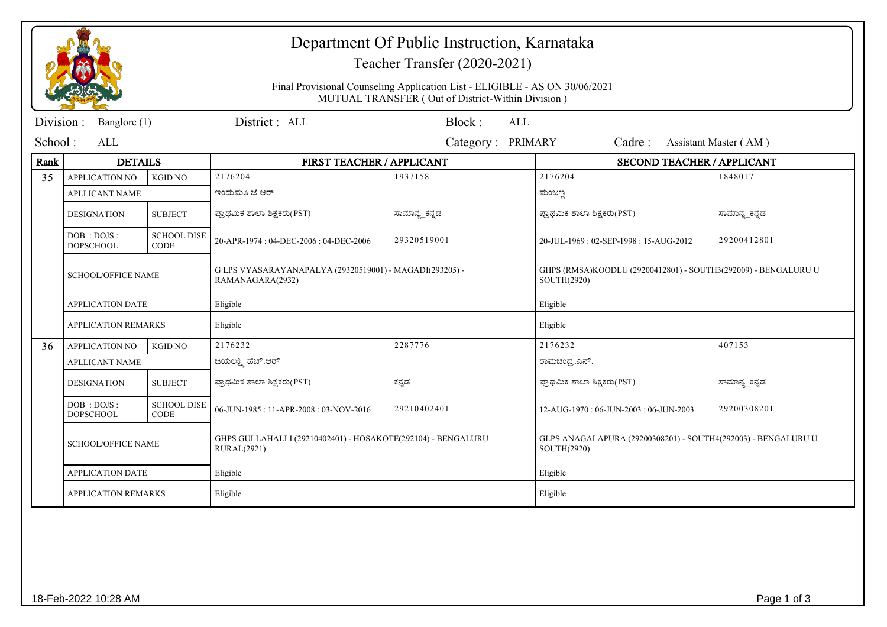# Department Of Public Instruction, Karnataka

## Teacher Transfer (2020-2021)

Final Provisional Counseling Application List - ELIGIBLE - AS ON 30/06/2021
MUTUAL TRANSFER ( Out of District-Within Division )

Division : Banglore (1) District : ALL Block : ALL

School : ALL Category : PRIMARY Cadre : Assistant Master ( AM )

| Rank | DETAILS | | FIRST TEACHER / APPLICANT | | SECOND TEACHER / APPLICANT | |
|---|---|---|---|---|---|---|
| 35 | APPLICATION NO | KGID NO | 2176204 | 1937158 | 2176204 | 1848017 |
| | APLLICANT NAME | | ಇಂದುಮತಿ ಜಿ ಆರ್ | | ಮಂಜಣ್ಣ | |
| | DESIGNATION | SUBJECT | ಪ್ರಾಥಮಿಕ ಶಾಲಾ ಶಿಕ್ಷಕರು(PST) | ಸಾಮಾನ್ಯ_ಕನ್ನಡ | ಪ್ರಾಥಮಿಕ ಶಾಲಾ ಶಿಕ್ಷಕರು(PST) | ಸಾಮಾನ್ಯ_ಕನ್ನಡ |
| | DOB : DOJS : DOPSCHOOL | SCHOOL DISE CODE | 20-APR-1974 : 04-DEC-2006 : 04-DEC-2006 | 29320519001 | 20-JUL-1969 : 02-SEP-1998 : 15-AUG-2012 | 29200412801 |
| | SCHOOL/OFFICE NAME | | G LPS VYASARAYANAPALYA (29320519001) - MAGADI(293205) - RAMANAGARA(2932) | | GHPS (RMSA)KOODLU (29200412801) - SOUTH3(292009) - BENGALURU U SOUTH(2920) | |
| | APPLICATION DATE | | Eligible | | Eligible | |
| | APPLICATION REMARKS | | Eligible | | Eligible | |
| 36 | APPLICATION NO | KGID NO | 2176232 | 2287776 | 2176232 | 407153 |
| | APLLICANT NAME | | ಜಯಲಕ್ಷ್ಮಿ ಹೆಚ್.ಆರ್ | | ರಾಮಚಂದ್ರ.ಎನ್. | |
| | DESIGNATION | SUBJECT | ಪ್ರಾಥಮಿಕ ಶಾಲಾ ಶಿಕ್ಷಕರು(PST) | ಕನ್ನಡ | ಪ್ರಾಥಮಿಕ ಶಾಲಾ ಶಿಕ್ಷಕರು(PST) | ಸಾಮಾನ್ಯ_ಕನ್ನಡ |
| | DOB : DOJS : DOPSCHOOL | SCHOOL DISE CODE | 06-JUN-1985 : 11-APR-2008 : 03-NOV-2016 | 29210402401 | 12-AUG-1970 : 06-JUN-2003 : 06-JUN-2003 | 29200308201 |
| | SCHOOL/OFFICE NAME | | GHPS GULLAHALLI (29210402401) - HOSAKOTE(292104) - BENGALURU RURAL(2921) | | GLPS ANAGALAPURA (29200308201) - SOUTH4(292003) - BENGALURU U SOUTH(2920) | |
| | APPLICATION DATE | | Eligible | | Eligible | |
| | APPLICATION REMARKS | | Eligible | | Eligible | |

18-Feb-2022 10:28 AM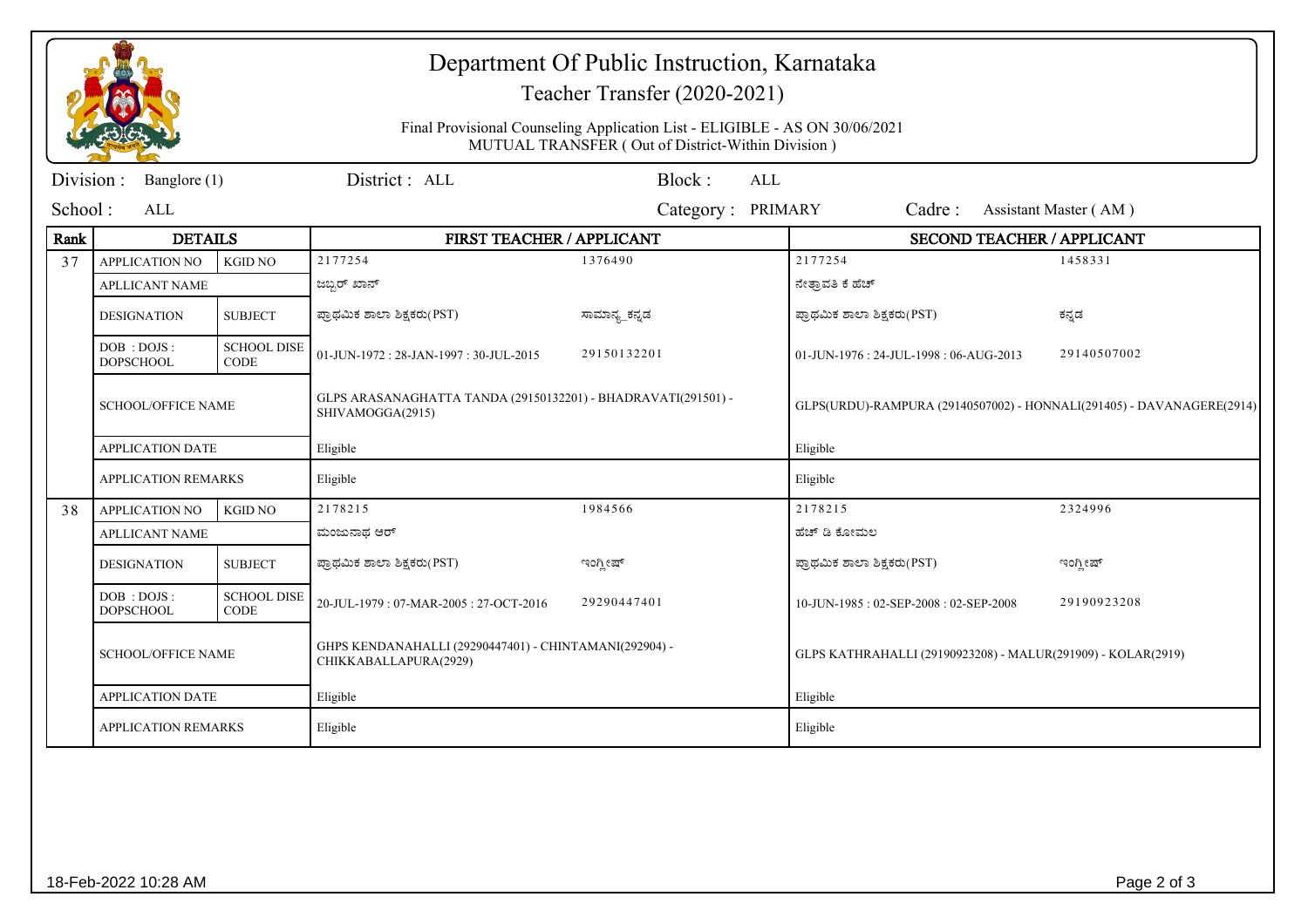# Department Of Public Instruction, Karnataka

## Teacher Transfer (2020-2021)

Final Provisional Counseling Application List - ELIGIBLE - AS ON 30/06/2021

MUTUAL TRANSFER ( Out of District-Within Division )

Division : Banglore (1) District : ALL Block : ALL

School : ALL Category : PRIMARY Cadre : Assistant Master ( AM )

| Rank | DETAILS | | FIRST TEACHER / APPLICANT | | SECOND TEACHER / APPLICANT | |
|---|---|---|---|---|---|---|
| 37 | APPLICATION NO | KGID NO | 2177254 | 1376490 | 2177254 | 1458331 |
| | APLLICANT NAME | | ಜಬ್ಬರ್ ಖಾನ್ | | ನೇತ್ರಾವತಿ ಕೆ ಹೆಚ್ | |
| | DESIGNATION | SUBJECT | ಪ್ರಾಥಮಿಕ ಶಾಲಾ ಶಿಕ್ಷಕರು(PST) | ಸಾಮಾನ್ಯ_ಕನ್ನಡ | ಪ್ರಾಥಮಿಕ ಶಾಲಾ ಶಿಕ್ಷಕರು(PST) | ಕನ್ನಡ |
| | DOB : DOJS : DOPSCHOOL | SCHOOL DISE CODE | 01-JUN-1972 : 28-JAN-1997 : 30-JUL-2015 | 29150132201 | 01-JUN-1976 : 24-JUL-1998 : 06-AUG-2013 | 29140507002 |
| | SCHOOL/OFFICE NAME | | GLPS ARASANAGHATTA TANDA (29150132201) - BHADRAVATI(291501) - SHIVAMOGGA(2915) | | GLPS(URDU)-RAMPURA (29140507002) - HONNALI(291405) - DAVANAGERE(2914) | |
| | APPLICATION DATE | | Eligible | | Eligible | |
| | APPLICATION REMARKS | | Eligible | | Eligible | |
| 38 | APPLICATION NO | KGID NO | 2178215 | 1984566 | 2178215 | 2324996 |
| | APLLICANT NAME | | ಮಂಜುನಾಥ ಆರ್ | | ಹೆಚ್ ಡಿ ಕೋಮಲ | |
| | DESIGNATION | SUBJECT | ಪ್ರಾಥಮಿಕ ಶಾಲಾ ಶಿಕ್ಷಕರು(PST) | ಇಂಗ್ಲೀಷ್ | ಪ್ರಾಥಮಿಕ ಶಾಲಾ ಶಿಕ್ಷಕರು(PST) | ಇಂಗ್ಲೀಷ್ |
| | DOB : DOJS : DOPSCHOOL | SCHOOL DISE CODE | 20-JUL-1979 : 07-MAR-2005 : 27-OCT-2016 | 29290447401 | 10-JUN-1985 : 02-SEP-2008 : 02-SEP-2008 | 29190923208 |
| | SCHOOL/OFFICE NAME | | GHPS KENDANAHALLI (29290447401) - CHINTAMANI(292904) - CHIKKABALLAPURA(2929) | | GLPS KATHRAHALLI (29190923208) - MALUR(291909) - KOLAR(2919) | |
| | APPLICATION DATE | | Eligible | | Eligible | |
| | APPLICATION REMARKS | | Eligible | | Eligible | |

18-Feb-2022 10:28 AM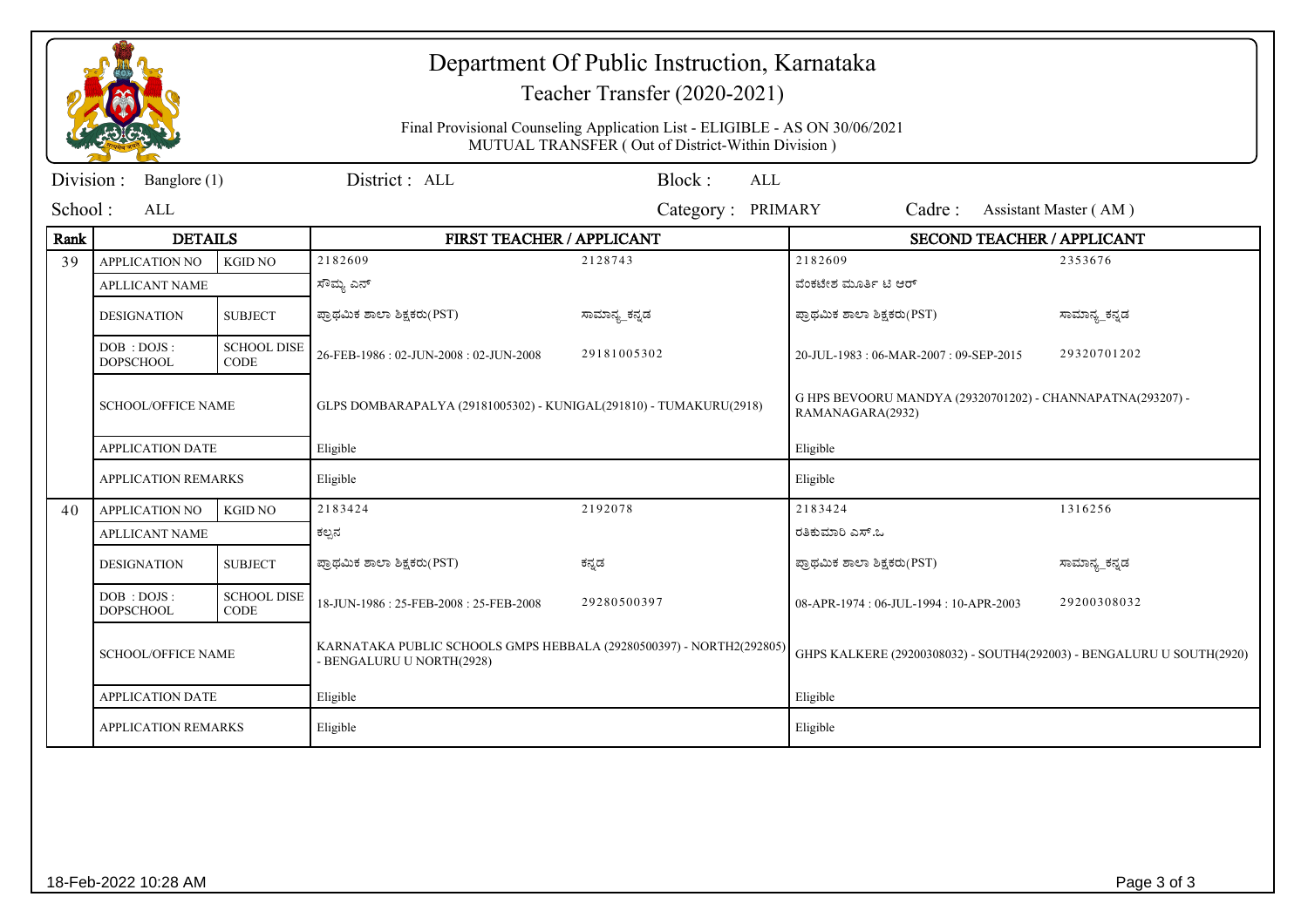# Department Of Public Instruction, Karnataka

Teacher Transfer (2020-2021)

Final Provisional Counseling Application List - ELIGIBLE - AS ON 30/06/2021

MUTUAL TRANSFER ( Out of District-Within Division )

Division : Banglore (1) District : ALL Block : ALL

School : ALL Category : PRIMARY Cadre : Assistant Master ( AM )

| Rank | DETAILS | | FIRST TEACHER / APPLICANT | | SECOND TEACHER / APPLICANT | |
|---|---|---|---|---|---|---|
| 39 | APPLICATION NO | KGID NO | 2182609 | 2128743 | 2182609 | 2353676 |
| | APLLICANT NAME | | ಸೌಮ್ಯ ಎಸ್ | | ವೆಂಕಟೇಶ ಮೂರ್ತಿ ಟಿ ಆರ್ | |
| | DESIGNATION | SUBJECT | ಪ್ರಾಥಮಿಕ ಶಾಲಾ ಶಿಕ್ಷಕರು(PST) | ಸಾಮಾನ್ಯ_ಕನ್ನಡ | ಪ್ರಾಥಮಿಕ ಶಾಲಾ ಶಿಕ್ಷಕರು(PST) | ಸಾಮಾನ್ಯ_ಕನ್ನಡ |
| | DOB : DOJS : DOPSCHOOL | SCHOOL DISE CODE | 26-FEB-1986 : 02-JUN-2008 : 02-JUN-2008 | 29181005302 | 20-JUL-1983 : 06-MAR-2007 : 09-SEP-2015 | 29320701202 |
| | SCHOOL/OFFICE NAME | | GLPS DOMBARAPALYA (29181005302) - KUNIGAL(291810) - TUMAKURU(2918) | | G HPS BEVOORU MANDYA (29320701202) - CHANNAPATNA(293207) - RAMANAGARA(2932) | |
| | APPLICATION DATE | | Eligible | | Eligible | |
| | APPLICATION REMARKS | | Eligible | | Eligible | |
| 40 | APPLICATION NO | KGID NO | 2183424 | 2192078 | 2183424 | 1316256 |
| | APLLICANT NAME | | ಕಲ್ಪನ | | ರತಿಕುಮಾರಿ ಎಸ್.ಓ | |
| | DESIGNATION | SUBJECT | ಪ್ರಾಥಮಿಕ ಶಾಲಾ ಶಿಕ್ಷಕರು(PST) | ಕನ್ನಡ | ಪ್ರಾಥಮಿಕ ಶಾಲಾ ಶಿಕ್ಷಕರು(PST) | ಸಾಮಾನ್ಯ_ಕನ್ನಡ |
| | DOB : DOJS : DOPSCHOOL | SCHOOL DISE CODE | 18-JUN-1986 : 25-FEB-2008 : 25-FEB-2008 | 29280500397 | 08-APR-1974 : 06-JUL-1994 : 10-APR-2003 | 29200308032 |
| | SCHOOL/OFFICE NAME | | KARNATAKA PUBLIC SCHOOLS GMPS HEBBALA (29280500397) - NORTH2(292805) - BENGALURU U NORTH(2928) | | GHPS KALKERE (29200308032) - SOUTH4(292003) - BENGALURU U SOUTH(2920) | |
| | APPLICATION DATE | | Eligible | | Eligible | |
| | APPLICATION REMARKS | | Eligible | | Eligible | |

18-Feb-2022 10:28 AM